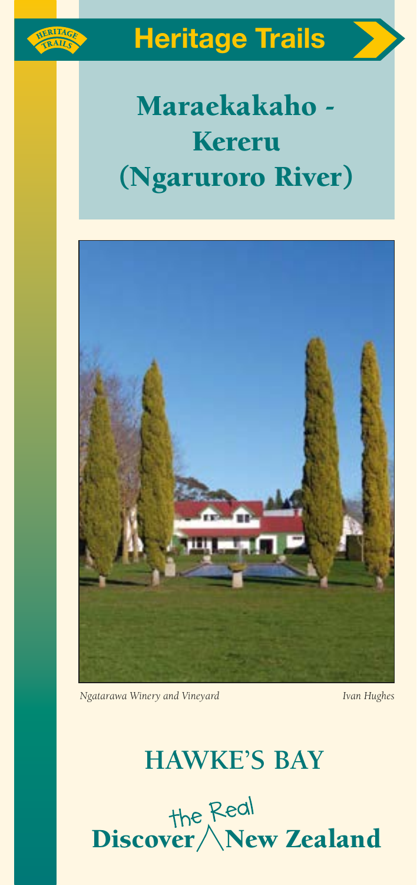Heritage Trails

# Maraekakaho - Kereru (Ngaruroro River)

*Ngatarawa Winery and Vineyard* *Ivan Hughes*

## HAWKE'S BAY

Discover the Real New Zealand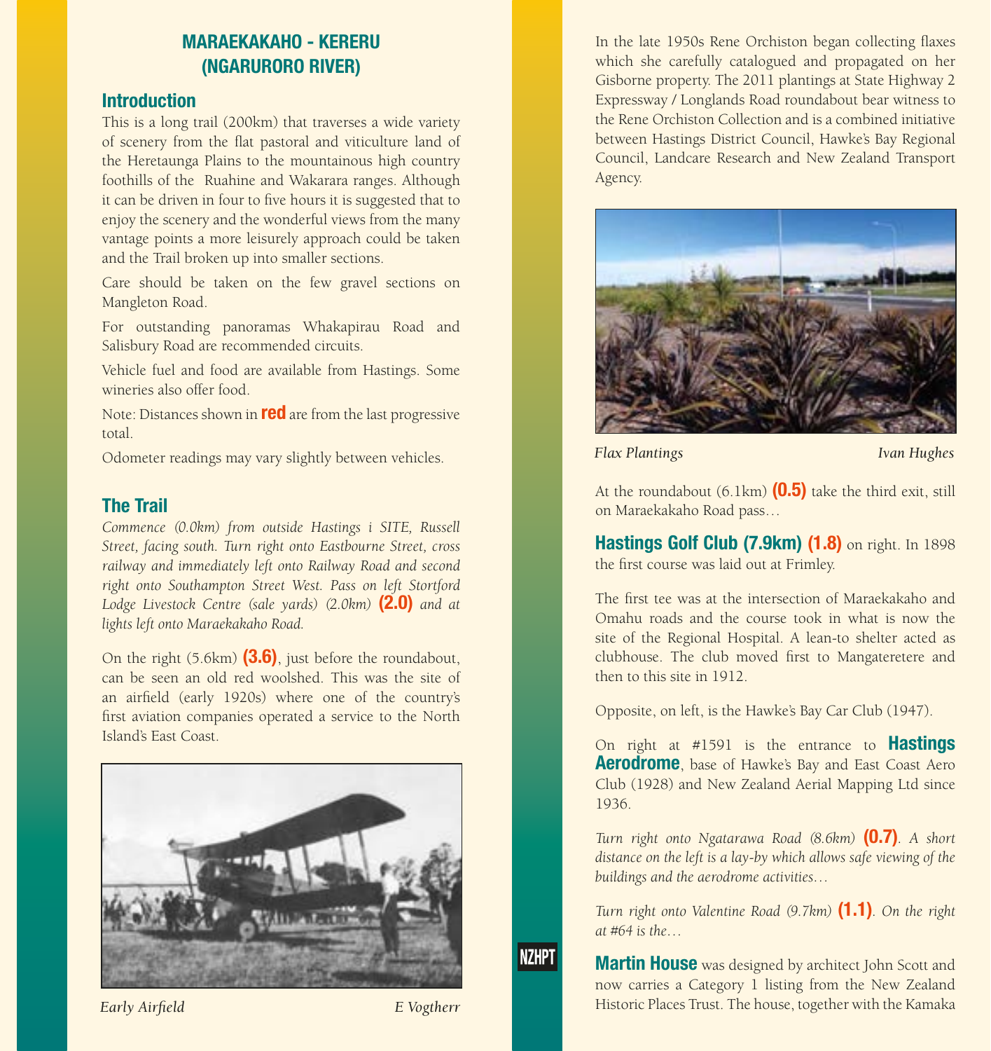# MARAEKAKAHO - KERERU (NGARURORO RIVER)

## Introduction

This is a long trail (200km) that traverses a wide variety of scenery from the flat pastoral and viticulture land of the Heretaunga Plains to the mountainous high country foothills of the Ruahine and Wakarara ranges. Although it can be driven in four to five hours it is suggested that to enjoy the scenery and the wonderful views from the many vantage points a more leisurely approach could be taken and the Trail broken up into smaller sections.

Care should be taken on the few gravel sections on Mangleton Road.

For outstanding panoramas Whakapirau Road and Salisbury Road are recommended circuits.

Vehicle fuel and food are available from Hastings. Some wineries also offer food.

Note: Distances shown in **red** are from the last progressive total.

Odometer readings may vary slightly between vehicles.

## The Trail

*Commence (0.0km) from outside Hastings i SITE, Russell Street, facing south. Turn right onto Eastbourne Street, cross railway and immediately left onto Railway Road and second right onto Southampton Street West. Pass on left Stortford Lodge Livestock Centre (sale yards) (2.0km)* **(2.0)** *and at lights left onto Maraekakaho Road.*

On the right (5.6km) **(3.6)**, just before the roundabout, can be seen an old red woolshed. This was the site of an airfield (early 1920s) where one of the country's first aviation companies operated a service to the North Island's East Coast.

*Early Airfield* — *E Vogtherr*

In the late 1950s Rene Orchiston began collecting flaxes which she carefully catalogued and propagated on her Gisborne property. The 2011 plantings at State Highway 2 Expressway / Longlands Road roundabout bear witness to the Rene Orchiston Collection and is a combined initiative between Hastings District Council, Hawke's Bay Regional Council, Landcare Research and New Zealand Transport Agency.

*Flax Plantings* — *Ivan Hughes*

At the roundabout (6.1km) **(0.5)** take the third exit, still on Maraekakaho Road pass…

**Hastings Golf Club (7.9km)** **(1.8)** on right. In 1898 the first course was laid out at Frimley.

The first tee was at the intersection of Maraekakaho and Omahu roads and the course took in what is now the site of the Regional Hospital. A lean-to shelter acted as clubhouse. The club moved first to Mangateretere and then to this site in 1912.

Opposite, on left, is the Hawke's Bay Car Club (1947).

On right at #1591 is the entrance to **Hastings Aerodrome**, base of Hawke's Bay and East Coast Aero Club (1928) and New Zealand Aerial Mapping Ltd since 1936.

*Turn right onto Ngatarawa Road (8.6km)* **(0.7)**. *A short distance on the left is a lay-by which allows safe viewing of the buildings and the aerodrome activities…*

*Turn right onto Valentine Road (9.7km)* **(1.1)**. *On the right at #64 is the…*

NZHPT

**Martin House** was designed by architect John Scott and now carries a Category 1 listing from the New Zealand Historic Places Trust. The house, together with the Kamaka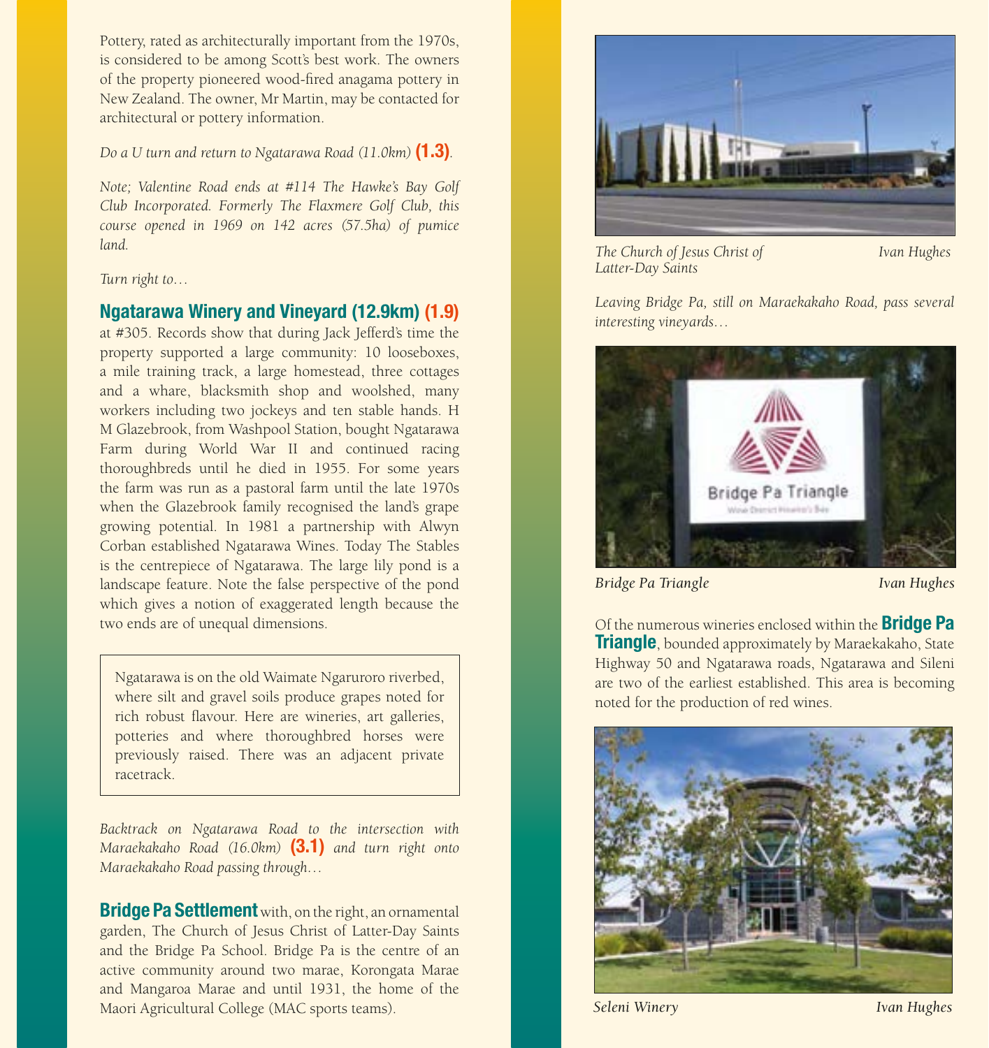Pottery, rated as architecturally important from the 1970s, is considered to be among Scott's best work. The owners of the property pioneered wood-fired anagama pottery in New Zealand. The owner, Mr Martin, may be contacted for architectural or pottery information.

*Do a U turn and return to Ngatarawa Road (11.0km)* **(1.3)**.

*Note; Valentine Road ends at #114 The Hawke's Bay Golf Club Incorporated. Formerly The Flaxmere Golf Club, this course opened in 1969 on 142 acres (57.5ha) of pumice land.*

*Turn right to…*

## Ngatarawa Winery and Vineyard (12.9km) (1.9)

at #305. Records show that during Jack Jefferd's time the property supported a large community: 10 looseboxes, a mile training track, a large homestead, three cottages and a whare, blacksmith shop and woolshed, many workers including two jockeys and ten stable hands. H M Glazebrook, from Washpool Station, bought Ngatarawa Farm during World War II and continued racing thoroughbreds until he died in 1955. For some years the farm was run as a pastoral farm until the late 1970s when the Glazebrook family recognised the land's grape growing potential. In 1981 a partnership with Alwyn Corban established Ngatarawa Wines. Today The Stables is the centrepiece of Ngatarawa. The large lily pond is a landscape feature. Note the false perspective of the pond which gives a notion of exaggerated length because the two ends are of unequal dimensions.

> Ngatarawa is on the old Waimate Ngaruroro riverbed, where silt and gravel soils produce grapes noted for rich robust flavour. Here are wineries, art galleries, potteries and where thoroughbred horses were previously raised. There was an adjacent private racetrack.

*Backtrack on Ngatarawa Road to the intersection with Maraekakaho Road (16.0km)* **(3.1)** *and turn right onto Maraekakaho Road passing through…*

**Bridge Pa Settlement** with, on the right, an ornamental garden, The Church of Jesus Christ of Latter-Day Saints and the Bridge Pa School. Bridge Pa is the centre of an active community around two marae, Korongata Marae and Mangaroa Marae and until 1931, the home of the Maori Agricultural College (MAC sports teams).

*The Church of Jesus Christ of Latter-Day Saints* — *Ivan Hughes*

*Leaving Bridge Pa, still on Maraekakaho Road, pass several interesting vineyards…*

*Bridge Pa Triangle* — *Ivan Hughes*

Of the numerous wineries enclosed within the **Bridge Pa Triangle**, bounded approximately by Maraekakaho, State Highway 50 and Ngatarawa roads, Ngatarawa and Sileni are two of the earliest established. This area is becoming noted for the production of red wines.

*Seleni Winery* — *Ivan Hughes*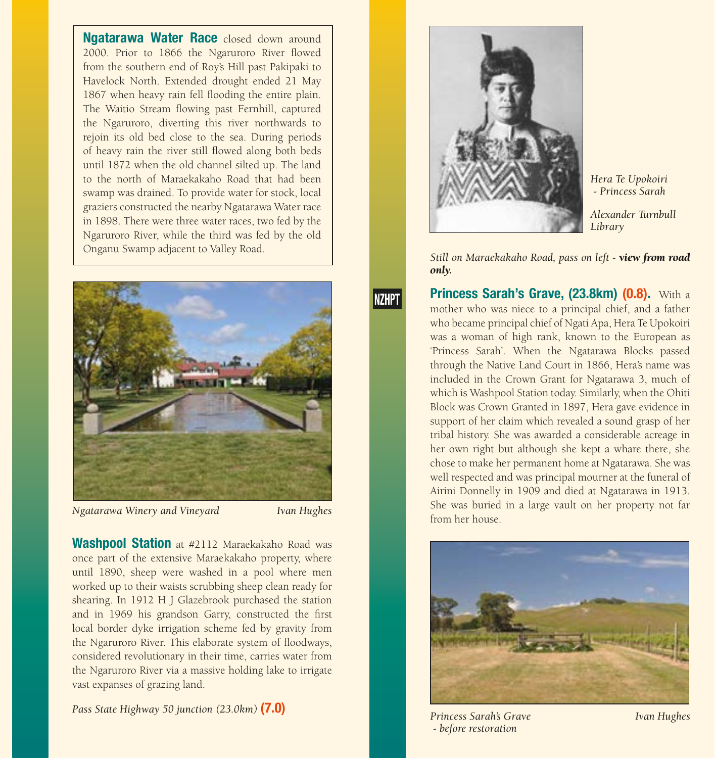**Ngatarawa Water Race** closed down around 2000. Prior to 1866 the Ngaruroro River flowed from the southern end of Roy's Hill past Pakipaki to Havelock North. Extended drought ended 21 May 1867 when heavy rain fell flooding the entire plain. The Waitio Stream flowing past Fernhill, captured the Ngaruroro, diverting this river northwards to rejoin its old bed close to the sea. During periods of heavy rain the river still flowed along both beds until 1872 when the old channel silted up. The land to the north of Maraekakaho Road that had been swamp was drained. To provide water for stock, local graziers constructed the nearby Ngatarawa Water race in 1898. There were three water races, two fed by the Ngaruroro River, while the third was fed by the old Onganu Swamp adjacent to Valley Road.

*Ngatarawa Winery and Vineyard* — *Ivan Hughes*

**Washpool Station** at #2112 Maraekakaho Road was once part of the extensive Maraekakaho property, where until 1890, sheep were washed in a pool where men worked up to their waists scrubbing sheep clean ready for shearing. In 1912 H J Glazebrook purchased the station and in 1969 his grandson Garry, constructed the first local border dyke irrigation scheme fed by gravity from the Ngaruroro River. This elaborate system of floodways, considered revolutionary in their time, carries water from the Ngaruroro River via a massive holding lake to irrigate vast expanses of grazing land.

*Pass State Highway 50 junction (23.0km)* **(7.0)**

*Hera Te Upokoiri - Princess Sarah*

*Alexander Turnbull Library*

*Still on Maraekakaho Road, pass on left - **view from road only.***

NZHPT

**Princess Sarah's Grave, (23.8km) (0.8).** With a mother who was niece to a principal chief, and a father who became principal chief of Ngati Apa, Hera Te Upokoiri was a woman of high rank, known to the European as 'Princess Sarah'. When the Ngatarawa Blocks passed through the Native Land Court in 1866, Hera's name was included in the Crown Grant for Ngatarawa 3, much of which is Washpool Station today. Similarly, when the Ohiti Block was Crown Granted in 1897, Hera gave evidence in support of her claim which revealed a sound grasp of her tribal history. She was awarded a considerable acreage in her own right but although she kept a whare there, she chose to make her permanent home at Ngatarawa. She was well respected and was principal mourner at the funeral of Airini Donnelly in 1909 and died at Ngatarawa in 1913. She was buried in a large vault on her property not far from her house.

*Princess Sarah's Grave - before restoration* — *Ivan Hughes*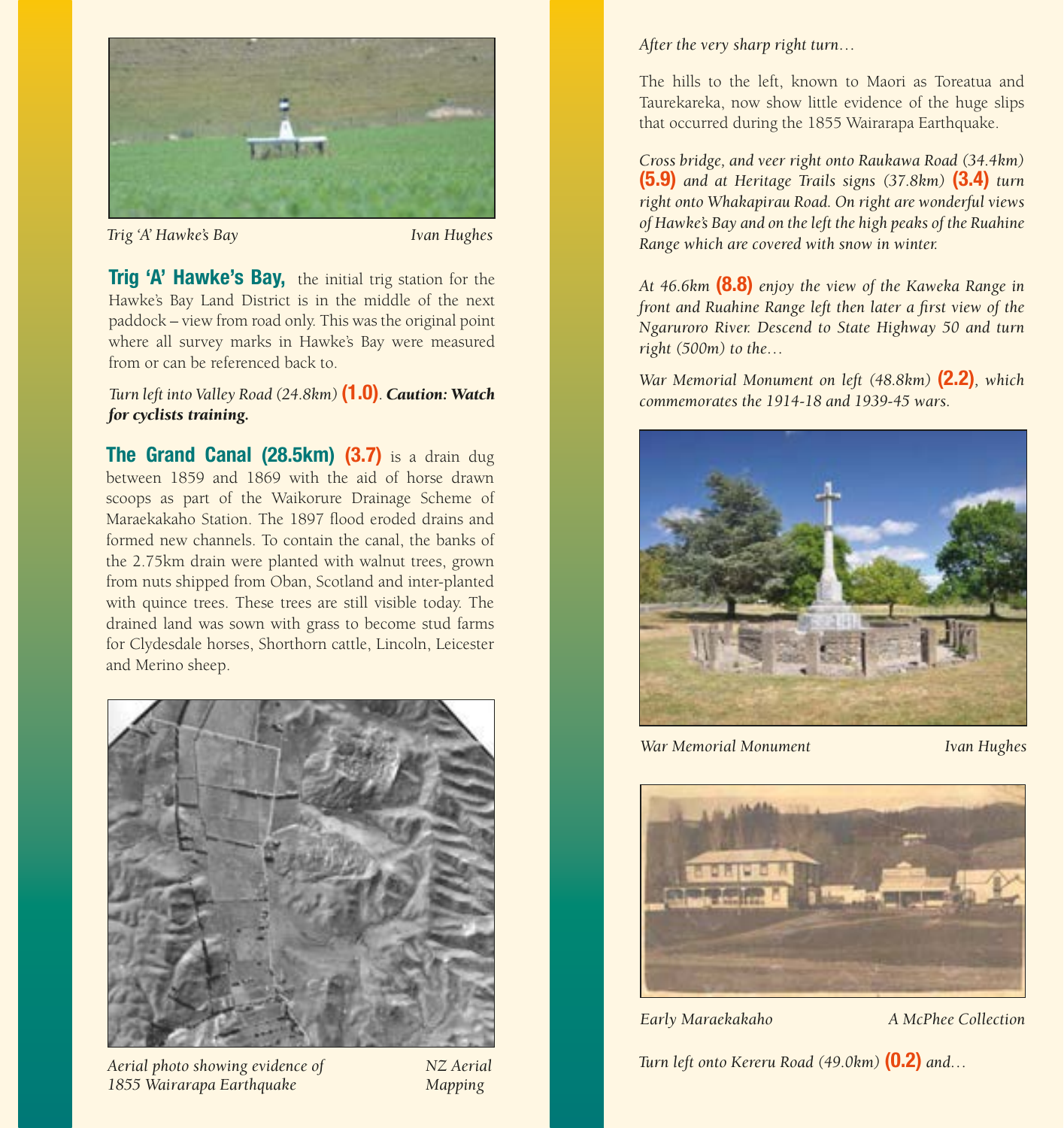Trig 'A' Hawke's Bay — Ivan Hughes

**Trig 'A' Hawke's Bay,** the initial trig station for the Hawke's Bay Land District is in the middle of the next paddock – view from road only. This was the original point where all survey marks in Hawke's Bay were measured from or can be referenced back to.

*Turn left into Valley Road (24.8km)* **(1.0)**. ***Caution: Watch for cyclists training.***

**The Grand Canal (28.5km) (3.7)** is a drain dug between 1859 and 1869 with the aid of horse drawn scoops as part of the Waikorure Drainage Scheme of Maraekakaho Station. The 1897 flood eroded drains and formed new channels. To contain the canal, the banks of the 2.75km drain were planted with walnut trees, grown from nuts shipped from Oban, Scotland and inter-planted with quince trees. These trees are still visible today. The drained land was sown with grass to become stud farms for Clydesdale horses, Shorthorn cattle, Lincoln, Leicester and Merino sheep.

Aerial photo showing evidence of 1855 Wairarapa Earthquake — NZ Aerial Mapping

*After the very sharp right turn…*

The hills to the left, known to Maori as Toreatua and Taurekareka, now show little evidence of the huge slips that occurred during the 1855 Wairarapa Earthquake.

*Cross bridge, and veer right onto Raukawa Road (34.4km)* **(5.9)** *and at Heritage Trails signs (37.8km)* **(3.4)** *turn right onto Whakapirau Road. On right are wonderful views of Hawke's Bay and on the left the high peaks of the Ruahine Range which are covered with snow in winter.*

*At 46.6km* **(8.8)** *enjoy the view of the Kaweka Range in front and Ruahine Range left then later a first view of the Ngaruroro River. Descend to State Highway 50 and turn right (500m) to the…*

*War Memorial Monument on left (48.8km)* **(2.2)***, which commemorates the 1914-18 and 1939-45 wars.*

War Memorial Monument — Ivan Hughes

Early Maraekakaho — A McPhee Collection

*Turn left onto Kereru Road (49.0km)* **(0.2)** *and…*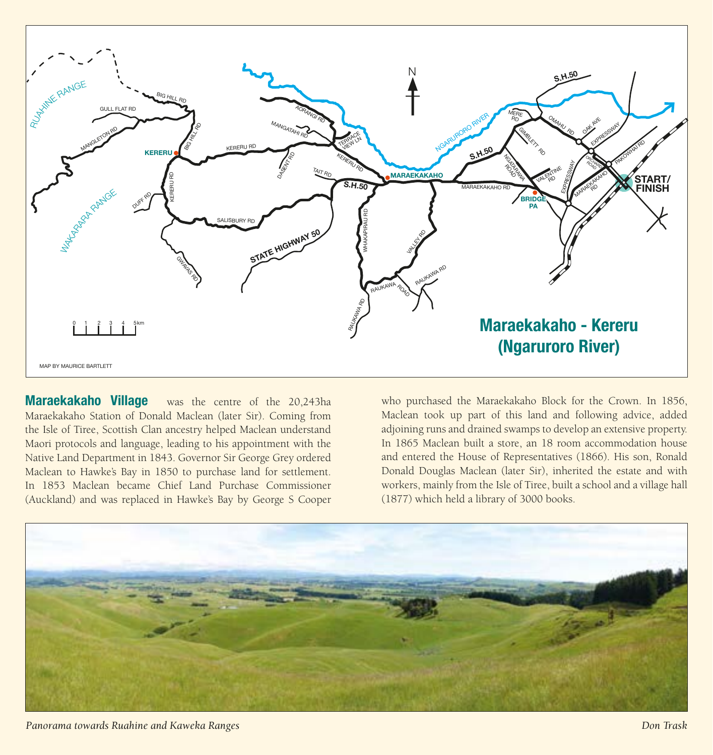# Maraekakaho - Kereru (Ngaruroro River)

MAP BY MAURICE BARTLETT

**Maraekakaho Village** was the centre of the 20,243ha Maraekakaho Station of Donald Maclean (later Sir). Coming from the Isle of Tiree, Scottish Clan ancestry helped Maclean understand Maori protocols and language, leading to his appointment with the Native Land Department in 1843. Governor Sir George Grey ordered Maclean to Hawke's Bay in 1850 to purchase land for settlement. In 1853 Maclean became Chief Land Purchase Commissioner (Auckland) and was replaced in Hawke's Bay by George S Cooper who purchased the Maraekakaho Block for the Crown. In 1856, Maclean took up part of this land and following advice, added adjoining runs and drained swamps to develop an extensive property. In 1865 Maclean built a store, an 18 room accommodation house and entered the House of Representatives (1866). His son, Ronald Donald Douglas Maclean (later Sir), inherited the estate and with workers, mainly from the Isle of Tiree, built a school and a village hall (1877) which held a library of 3000 books.

*Panorama towards Ruahine and Kaweka Ranges* — *Don Trask*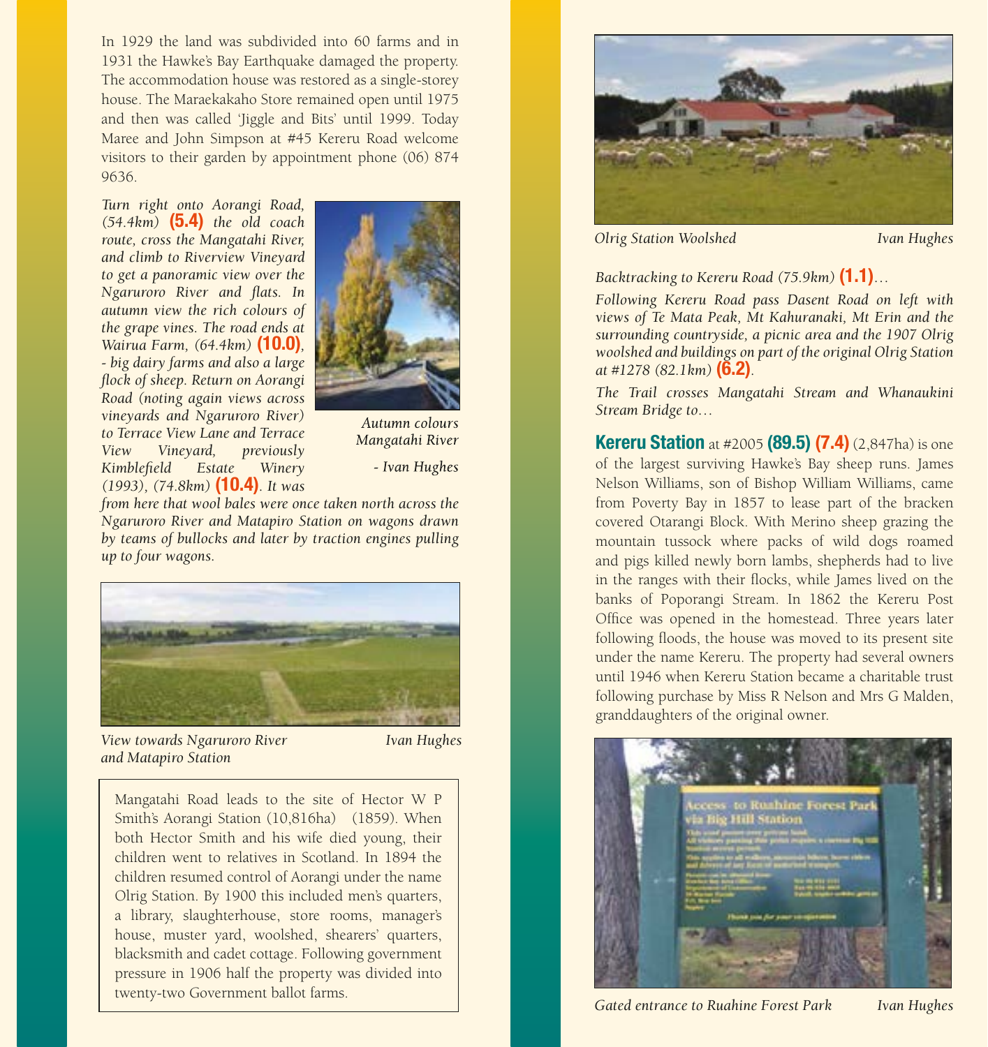In 1929 the land was subdivided into 60 farms and in 1931 the Hawke's Bay Earthquake damaged the property. The accommodation house was restored as a single-storey house. The Maraekakaho Store remained open until 1975 and then was called 'Jiggle and Bits' until 1999. Today Maree and John Simpson at #45 Kereru Road welcome visitors to their garden by appointment phone (06) 874 9636.

*Turn right onto Aorangi Road, (54.4km)* **(5.4)** *the old coach route, cross the Mangatahi River, and climb to Riverview Vineyard to get a panoramic view over the Ngaruroro River and flats. In autumn view the rich colours of the grape vines. The road ends at Wairua Farm, (64.4km)* **(10.0)**, *- big dairy farms and also a large flock of sheep. Return on Aorangi Road (noting again views across vineyards and Ngaruroro River) to Terrace View Lane and Terrace View Vineyard, previously Kimblefield Estate Winery (1993), (74.8km)* **(10.4)**. *It was from here that wool bales were once taken north across the Ngaruroro River and Matapiro Station on wagons drawn by teams of bullocks and later by traction engines pulling up to four wagons.*

*Autumn colours Mangatahi River - Ivan Hughes*

*View towards Ngaruroro River and Matapiro Station* — *Ivan Hughes*

Mangatahi Road leads to the site of Hector W P Smith's Aorangi Station (10,816ha) (1859). When both Hector Smith and his wife died young, their children went to relatives in Scotland. In 1894 the children resumed control of Aorangi under the name Olrig Station. By 1900 this included men's quarters, a library, slaughterhouse, store rooms, manager's house, muster yard, woolshed, shearers' quarters, blacksmith and cadet cottage. Following government pressure in 1906 half the property was divided into twenty-two Government ballot farms.

*Olrig Station Woolshed* — *Ivan Hughes*

*Backtracking to Kereru Road (75.9km)* **(1.1)**...

*Following Kereru Road pass Dasent Road on left with views of Te Mata Peak, Mt Kahuranaki, Mt Erin and the surrounding countryside, a picnic area and the 1907 Olrig woolshed and buildings on part of the original Olrig Station at #1278 (82.1km)* **(6.2)**.

*The Trail crosses Mangatahi Stream and Whanaukini Stream Bridge to...*

**Kereru Station** at #2005 **(89.5)** **(7.4)** (2,847ha) is one of the largest surviving Hawke's Bay sheep runs. James Nelson Williams, son of Bishop William Williams, came from Poverty Bay in 1857 to lease part of the bracken covered Otarangi Block. With Merino sheep grazing the mountain tussock where packs of wild dogs roamed and pigs killed newly born lambs, shepherds had to live in the ranges with their flocks, while James lived on the banks of Poporangi Stream. In 1862 the Kereru Post Office was opened in the homestead. Three years later following floods, the house was moved to its present site under the name Kereru. The property had several owners until 1946 when Kereru Station became a charitable trust following purchase by Miss R Nelson and Mrs G Malden, granddaughters of the original owner.

*Gated entrance to Ruahine Forest Park* — *Ivan Hughes*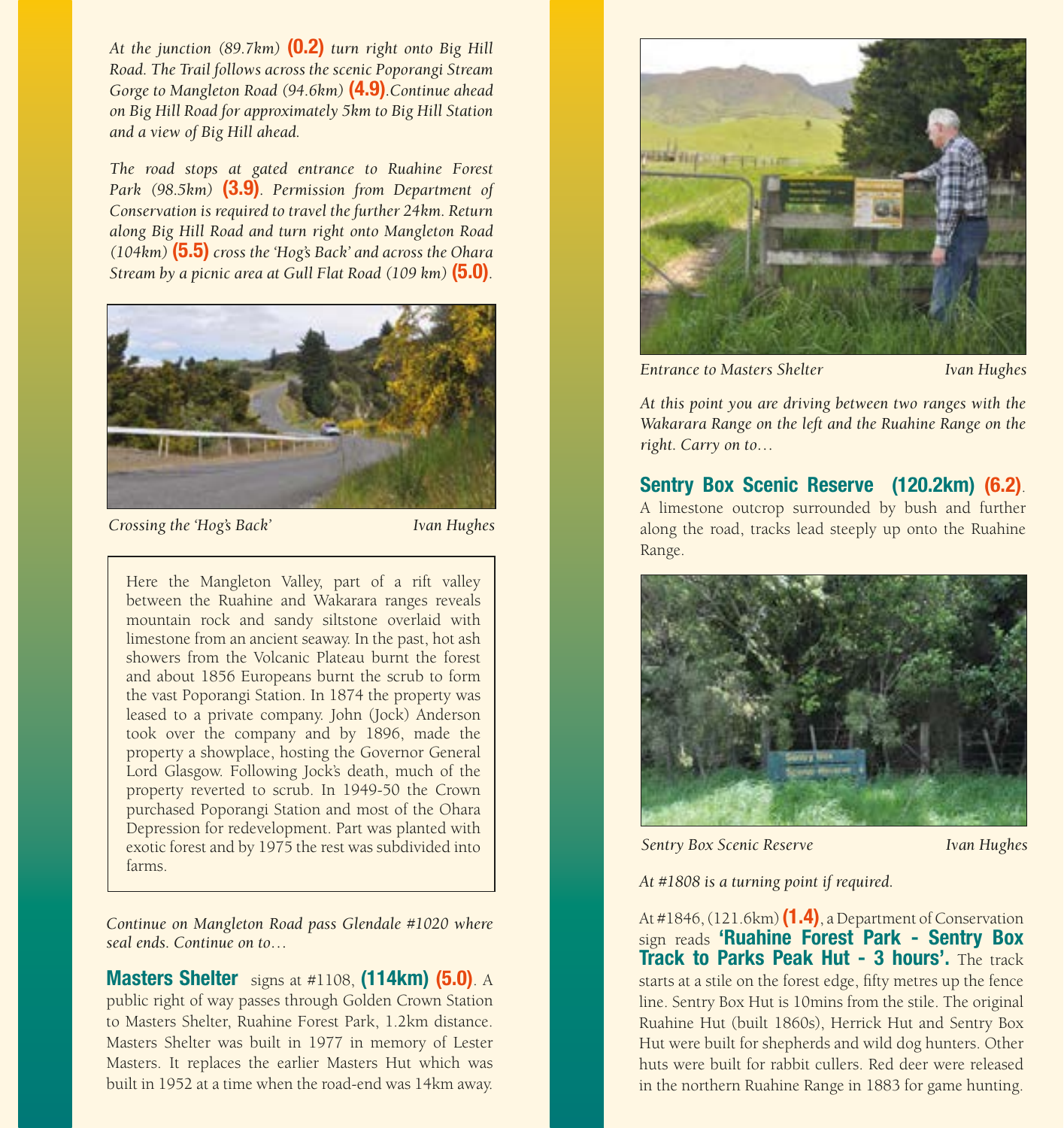*At the junction (89.7km)* **(0.2)** *turn right onto Big Hill Road. The Trail follows across the scenic Poporangi Stream Gorge to Mangleton Road (94.6km)* **(4.9)***.Continue ahead on Big Hill Road for approximately 5km to Big Hill Station and a view of Big Hill ahead.*

*The road stops at gated entrance to Ruahine Forest Park (98.5km)* **(3.9)***. Permission from Department of Conservation is required to travel the further 24km. Return along Big Hill Road and turn right onto Mangleton Road (104km)* **(5.5)** *cross the 'Hog's Back' and across the Ohara Stream by a picnic area at Gull Flat Road (109 km)* **(5.0)***.*

*Crossing the 'Hog's Back'* *Ivan Hughes*

Here the Mangleton Valley, part of a rift valley between the Ruahine and Wakarara ranges reveals mountain rock and sandy siltstone overlaid with limestone from an ancient seaway. In the past, hot ash showers from the Volcanic Plateau burnt the forest and about 1856 Europeans burnt the scrub to form the vast Poporangi Station. In 1874 the property was leased to a private company. John (Jock) Anderson took over the company and by 1896, made the property a showplace, hosting the Governor General Lord Glasgow. Following Jock's death, much of the property reverted to scrub. In 1949-50 the Crown purchased Poporangi Station and most of the Ohara Depression for redevelopment. Part was planted with exotic forest and by 1975 the rest was subdivided into farms.

*Continue on Mangleton Road pass Glendale #1020 where seal ends. Continue on to…*

**Masters Shelter** signs at #1108, **(114km)** **(5.0)**. A public right of way passes through Golden Crown Station to Masters Shelter, Ruahine Forest Park, 1.2km distance. Masters Shelter was built in 1977 in memory of Lester Masters. It replaces the earlier Masters Hut which was built in 1952 at a time when the road-end was 14km away.

*Entrance to Masters Shelter* *Ivan Hughes*

*At this point you are driving between two ranges with the Wakarara Range on the left and the Ruahine Range on the right. Carry on to…*

**Sentry Box Scenic Reserve (120.2km)** **(6.2)**. A limestone outcrop surrounded by bush and further along the road, tracks lead steeply up onto the Ruahine Range.

*Sentry Box Scenic Reserve* *Ivan Hughes*

*At #1808 is a turning point if required.*

At #1846, (121.6km) **(1.4)**, a Department of Conservation sign reads **'Ruahine Forest Park - Sentry Box Track to Parks Peak Hut - 3 hours'.** The track starts at a stile on the forest edge, fifty metres up the fence line. Sentry Box Hut is 10mins from the stile. The original Ruahine Hut (built 1860s), Herrick Hut and Sentry Box Hut were built for shepherds and wild dog hunters. Other huts were built for rabbit cullers. Red deer were released in the northern Ruahine Range in 1883 for game hunting.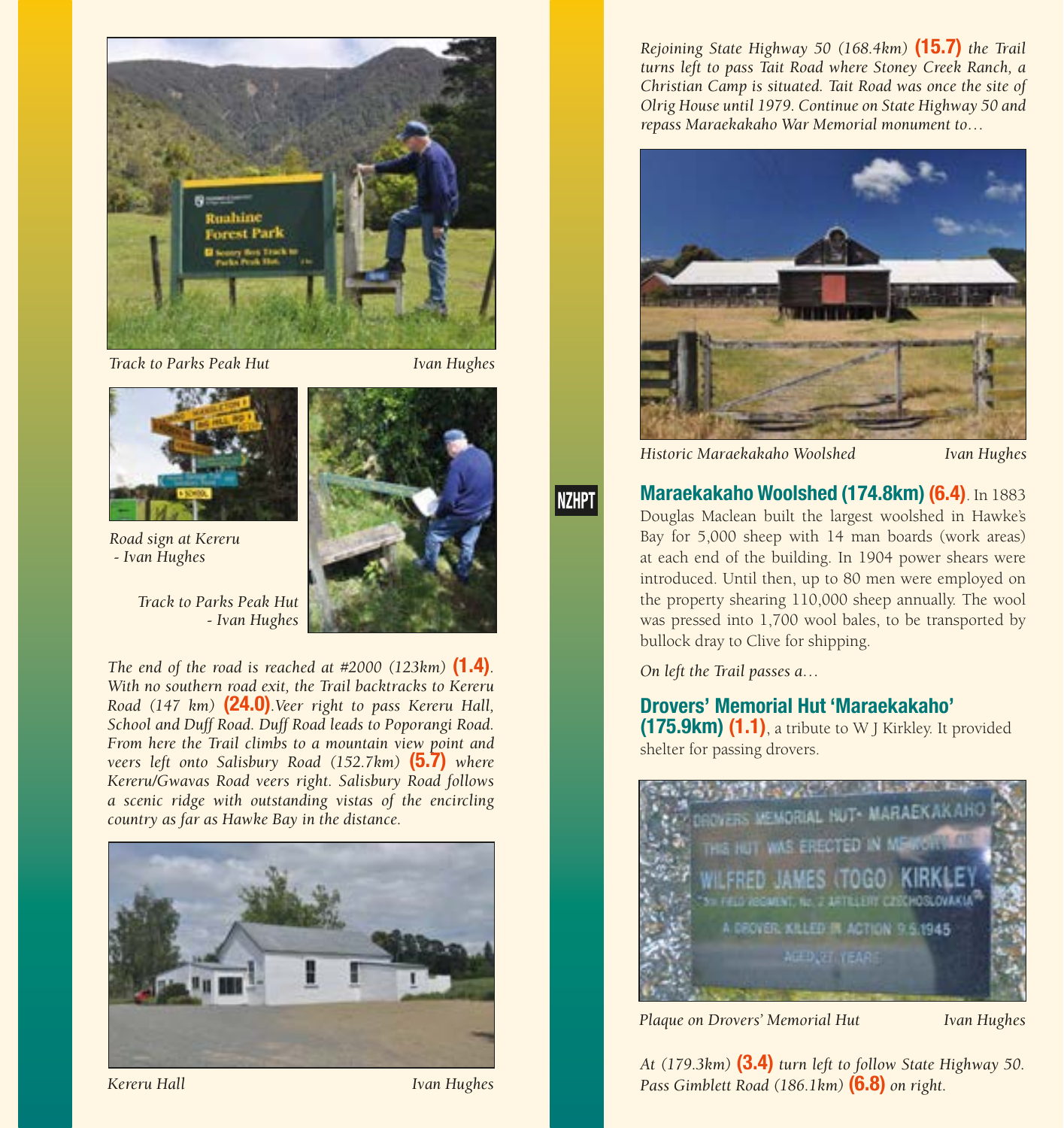Track to Parks Peak Hut — Ivan Hughes

Road sign at Kereru - Ivan Hughes

Track to Parks Peak Hut - Ivan Hughes

*The end of the road is reached at #2000 (123km)* **(1.4)**. *With no southern road exit, the Trail backtracks to Kereru Road (147 km)* **(24.0)**. *Veer right to pass Kereru Hall, School and Duff Road. Duff Road leads to Poporangi Road. From here the Trail climbs to a mountain view point and veers left onto Salisbury Road (152.7km)* **(5.7)** *where Kereru/Gwavas Road veers right. Salisbury Road follows a scenic ridge with outstanding vistas of the encircling country as far as Hawke Bay in the distance.*

Kereru Hall — Ivan Hughes

*Rejoining State Highway 50 (168.4km)* **(15.7)** *the Trail turns left to pass Tait Road where Stoney Creek Ranch, a Christian Camp is situated. Tait Road was once the site of Olrig House until 1979. Continue on State Highway 50 and repass Maraekakaho War Memorial monument to…*

Historic Maraekakaho Woolshed — Ivan Hughes

NZHPT

**Maraekakaho Woolshed (174.8km) (6.4)**. In 1883 Douglas Maclean built the largest woolshed in Hawke's Bay for 5,000 sheep with 14 man boards (work areas) at each end of the building. In 1904 power shears were introduced. Until then, up to 80 men were employed on the property shearing 110,000 sheep annually. The wool was pressed into 1,700 wool bales, to be transported by bullock dray to Clive for shipping.

*On left the Trail passes a…*

**Drovers' Memorial Hut 'Maraekakaho' (175.9km) (1.1)**, a tribute to W J Kirkley. It provided shelter for passing drovers.

Plaque on Drovers' Memorial Hut — Ivan Hughes

*At (179.3km)* **(3.4)** *turn left to follow State Highway 50. Pass Gimblett Road (186.1km)* **(6.8)** *on right.*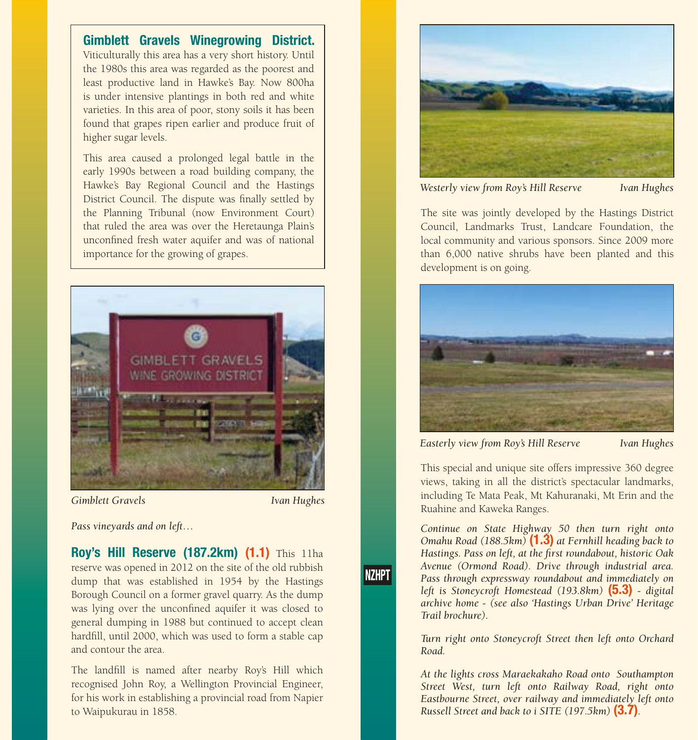**Gimblett Gravels Winegrowing District.** Viticulturally this area has a very short history. Until the 1980s this area was regarded as the poorest and least productive land in Hawke's Bay. Now 800ha is under intensive plantings in both red and white varieties. In this area of poor, stony soils it has been found that grapes ripen earlier and produce fruit of higher sugar levels.

This area caused a prolonged legal battle in the early 1990s between a road building company, the Hawke's Bay Regional Council and the Hastings District Council. The dispute was finally settled by the Planning Tribunal (now Environment Court) that ruled the area was over the Heretaunga Plain's unconfined fresh water aquifer and was of national importance for the growing of grapes.

*Gimblett Gravels* *Ivan Hughes*

*Pass vineyards and on left…*

**Roy's Hill Reserve (187.2km) (1.1)** This 11ha reserve was opened in 2012 on the site of the old rubbish dump that was established in 1954 by the Hastings Borough Council on a former gravel quarry. As the dump was lying over the unconfined aquifer it was closed to general dumping in 1988 but continued to accept clean hardfill, until 2000, which was used to form a stable cap and contour the area.

The landfill is named after nearby Roy's Hill which recognised John Roy, a Wellington Provincial Engineer, for his work in establishing a provincial road from Napier to Waipukurau in 1858.

*Westerly view from Roy's Hill Reserve* *Ivan Hughes*

The site was jointly developed by the Hastings District Council, Landmarks Trust, Landcare Foundation, the local community and various sponsors. Since 2009 more than 6,000 native shrubs have been planted and this development is on going.

*Easterly view from Roy's Hill Reserve* *Ivan Hughes*

This special and unique site offers impressive 360 degree views, taking in all the district's spectacular landmarks, including Te Mata Peak, Mt Kahuranaki, Mt Erin and the Ruahine and Kaweka Ranges.

*Continue on State Highway 50 then turn right onto Omahu Road (188.5km)* **(1.3)** *at Fernhill heading back to Hastings. Pass on left, at the first roundabout, historic Oak Avenue (Ormond Road). Drive through industrial area. Pass through expressway roundabout and immediately on left is Stoneycroft Homestead (193.8km)* **(5.3)** *- digital archive home - (see also 'Hastings Urban Drive' Heritage Trail brochure).*

*Turn right onto Stoneycroft Street then left onto Orchard Road.*

*At the lights cross Maraekakaho Road onto Southampton Street West, turn left onto Railway Road, right onto Eastbourne Street, over railway and immediately left onto Russell Street and back to i SITE (197.5km)* **(3.7)**.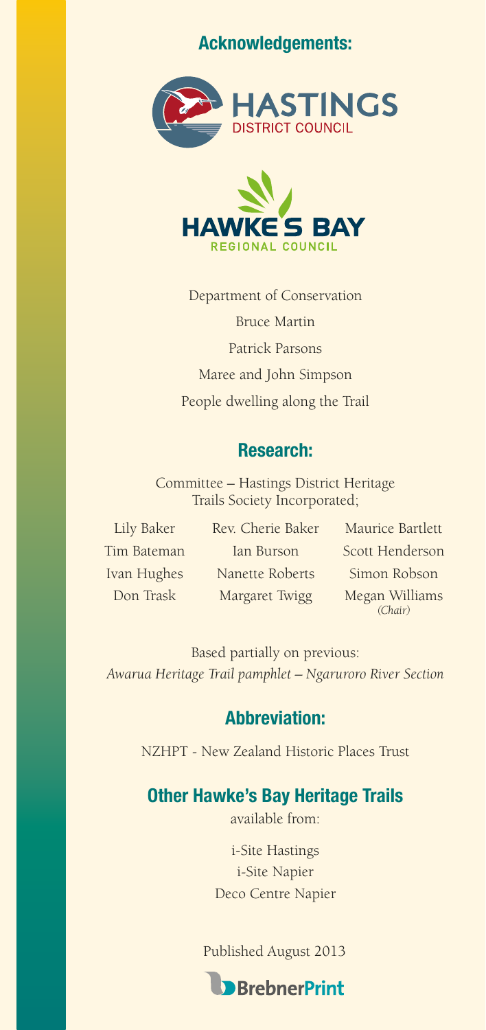## Acknowledgements:

HASTINGS DISTRICT COUNCIL

HAWKE'S BAY REGIONAL COUNCIL

Department of Conservation

Bruce Martin

Patrick Parsons

Maree and John Simpson

People dwelling along the Trail

## Research:

Committee – Hastings District Heritage Trails Society Incorporated;

Lily Baker

Rev. Cherie Baker

Maurice Bartlett

Tim Bateman

Ian Burson

Scott Henderson

Ivan Hughes

Nanette Roberts

Simon Robson

Don Trask

Margaret Twigg

Megan Williams *(Chair)*

Based partially on previous:
*Awarua Heritage Trail pamphlet – Ngaruroro River Section*

## Abbreviation:

NZHPT - New Zealand Historic Places Trust

## Other Hawke's Bay Heritage Trails

available from:

i-Site Hastings

i-Site Napier

Deco Centre Napier

Published August 2013

BrebnerPrint